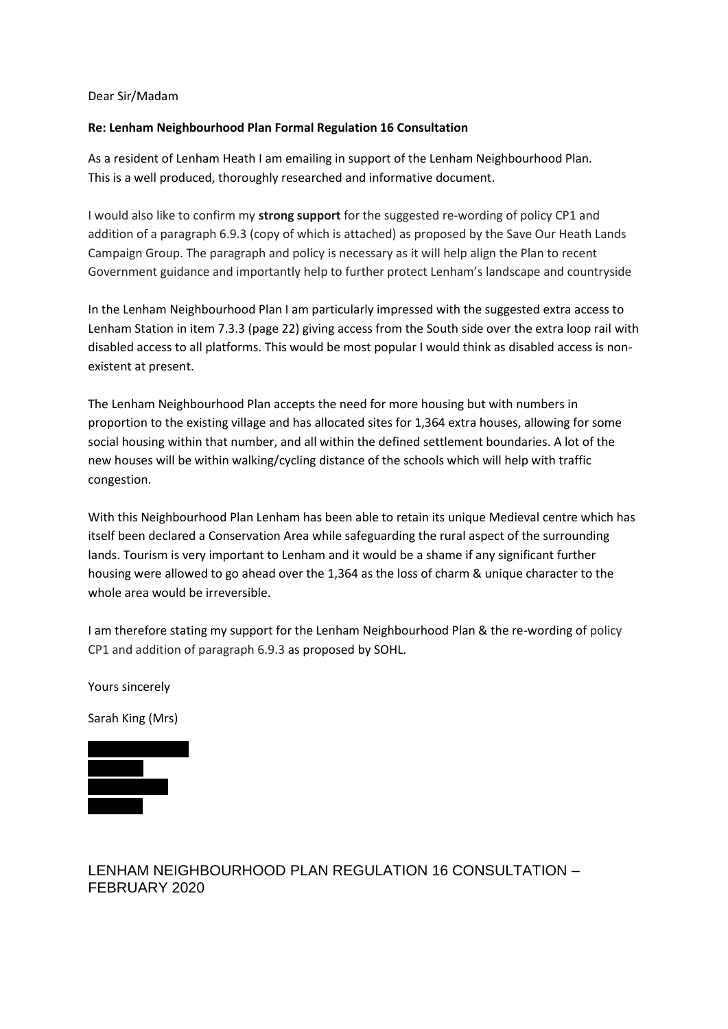Dear Sir/Madam

**Re: Lenham Neighbourhood Plan Formal Regulation 16 Consultation**

As a resident of Lenham Heath I am emailing in support of the Lenham Neighbourhood Plan. This is a well produced, thoroughly researched and informative document.

I would also like to confirm my **strong support** for the suggested re-wording of policy CP1 and addition of a paragraph 6.9.3 (copy of which is attached) as proposed by the Save Our Heath Lands Campaign Group. The paragraph and policy is necessary as it will help align the Plan to recent Government guidance and importantly help to further protect Lenham's landscape and countryside

In the Lenham Neighbourhood Plan I am particularly impressed with the suggested extra access to Lenham Station in item 7.3.3 (page 22) giving access from the South side over the extra loop rail with disabled access to all platforms. This would be most popular I would think as disabled access is non-existent at present.

The Lenham Neighbourhood Plan accepts the need for more housing but with numbers in proportion to the existing village and has allocated sites for 1,364 extra houses, allowing for some social housing within that number, and all within the defined settlement boundaries. A lot of the new houses will be within walking/cycling distance of the schools which will help with traffic congestion.

With this Neighbourhood Plan Lenham has been able to retain its unique Medieval centre which has itself been declared a Conservation Area while safeguarding the rural aspect of the surrounding lands. Tourism is very important to Lenham and it would be a shame if any significant further housing were allowed to go ahead over the 1,364 as the loss of charm & unique character to the whole area would be irreversible.

I am therefore stating my support for the Lenham Neighbourhood Plan & the re-wording of policy CP1 and addition of paragraph 6.9.3 as proposed by SOHL.

Yours sincerely

Sarah King (Mrs)

## LENHAM NEIGHBOURHOOD PLAN REGULATION 16 CONSULTATION – FEBRUARY 2020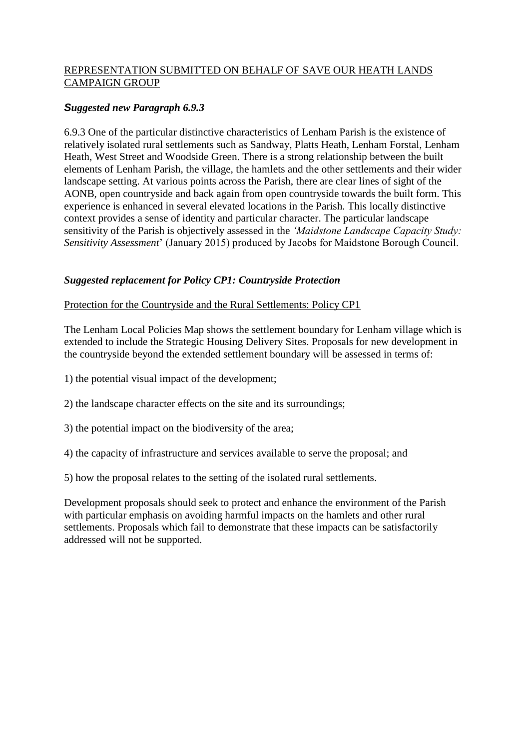REPRESENTATION SUBMITTED ON BEHALF OF SAVE OUR HEATH LANDS CAMPAIGN GROUP

***Suggested new Paragraph 6.9.3***

6.9.3 One of the particular distinctive characteristics of Lenham Parish is the existence of relatively isolated rural settlements such as Sandway, Platts Heath, Lenham Forstal, Lenham Heath, West Street and Woodside Green. There is a strong relationship between the built elements of Lenham Parish, the village, the hamlets and the other settlements and their wider landscape setting. At various points across the Parish, there are clear lines of sight of the AONB, open countryside and back again from open countryside towards the built form. This experience is enhanced in several elevated locations in the Parish. This locally distinctive context provides a sense of identity and particular character. The particular landscape sensitivity of the Parish is objectively assessed in the *'Maidstone Landscape Capacity Study: Sensitivity Assessment*' (January 2015) produced by Jacobs for Maidstone Borough Council.

***Suggested replacement for Policy CP1: Countryside Protection***

Protection for the Countryside and the Rural Settlements: Policy CP1

The Lenham Local Policies Map shows the settlement boundary for Lenham village which is extended to include the Strategic Housing Delivery Sites. Proposals for new development in the countryside beyond the extended settlement boundary will be assessed in terms of:

1) the potential visual impact of the development;

2) the landscape character effects on the site and its surroundings;

3) the potential impact on the biodiversity of the area;

4) the capacity of infrastructure and services available to serve the proposal; and

5) how the proposal relates to the setting of the isolated rural settlements.

Development proposals should seek to protect and enhance the environment of the Parish with particular emphasis on avoiding harmful impacts on the hamlets and other rural settlements. Proposals which fail to demonstrate that these impacts can be satisfactorily addressed will not be supported.